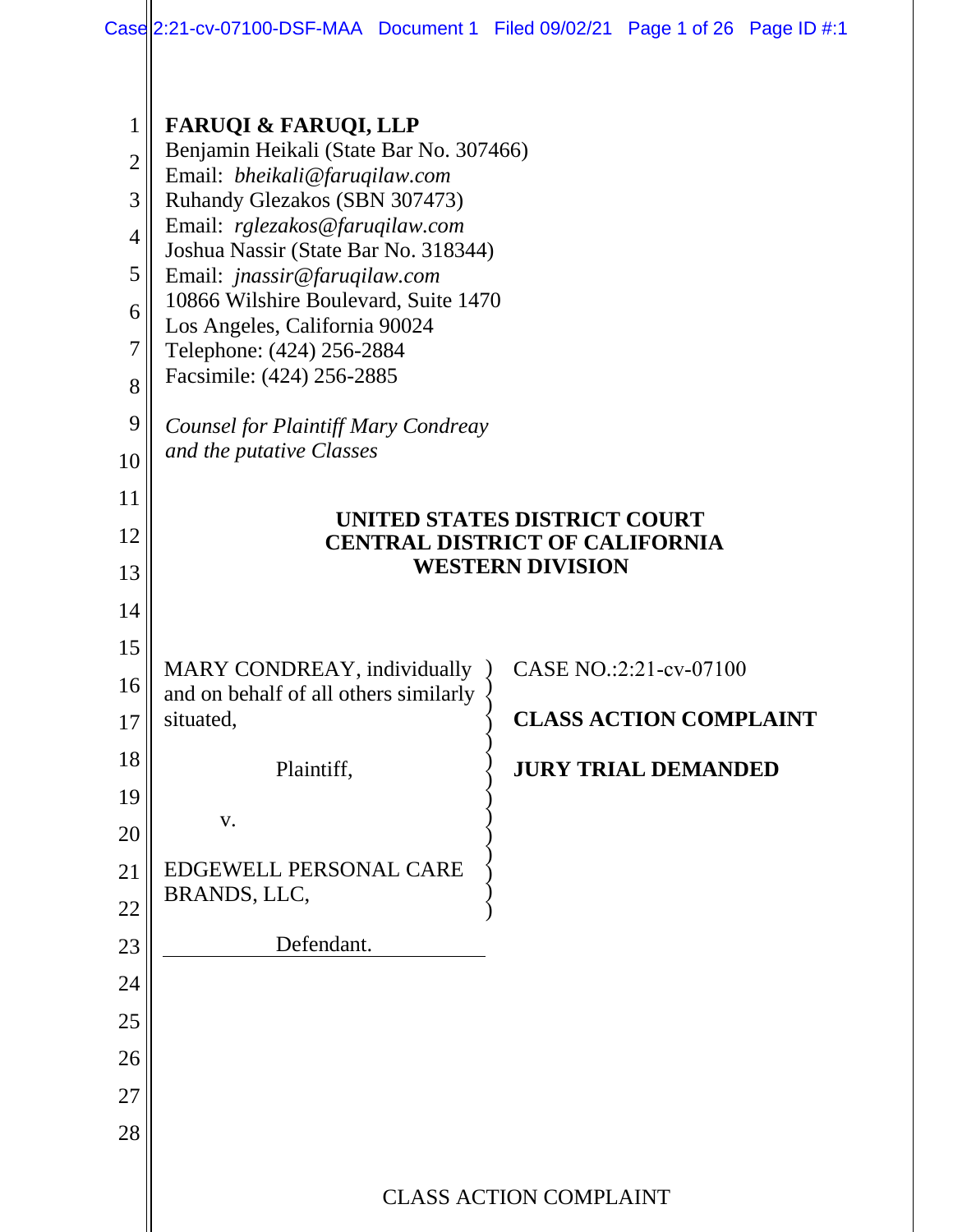**FARUQI & FARUQI, LLP**
Benjamin Heikali (State Bar No. 307466)
Email: *bheikali@faruqilaw.com*
Ruhandy Glezakos (SBN 307473)
Email: *rglezakos@faruqilaw.com*
Joshua Nassir (State Bar No. 318344)
Email: *jnassir@faruqilaw.com*
10866 Wilshire Boulevard, Suite 1470
Los Angeles, California 90024
Telephone: (424) 256-2884
Facsimile: (424) 256-2885

*Counsel for Plaintiff Mary Condreay and the putative Classes*

**UNITED STATES DISTRICT COURT**
**CENTRAL DISTRICT OF CALIFORNIA**
**WESTERN DIVISION**

| | |
|---|---|
| MARY CONDREAY, individually and on behalf of all others similarly situated,<br><br>Plaintiff,<br><br>v.<br><br>EDGEWELL PERSONAL CARE BRANDS, LLC,<br><br>Defendant. | CASE NO.:2:21-cv-07100<br><br>**CLASS ACTION COMPLAINT**<br><br>**JURY TRIAL DEMANDED** |

CLASS ACTION COMPLAINT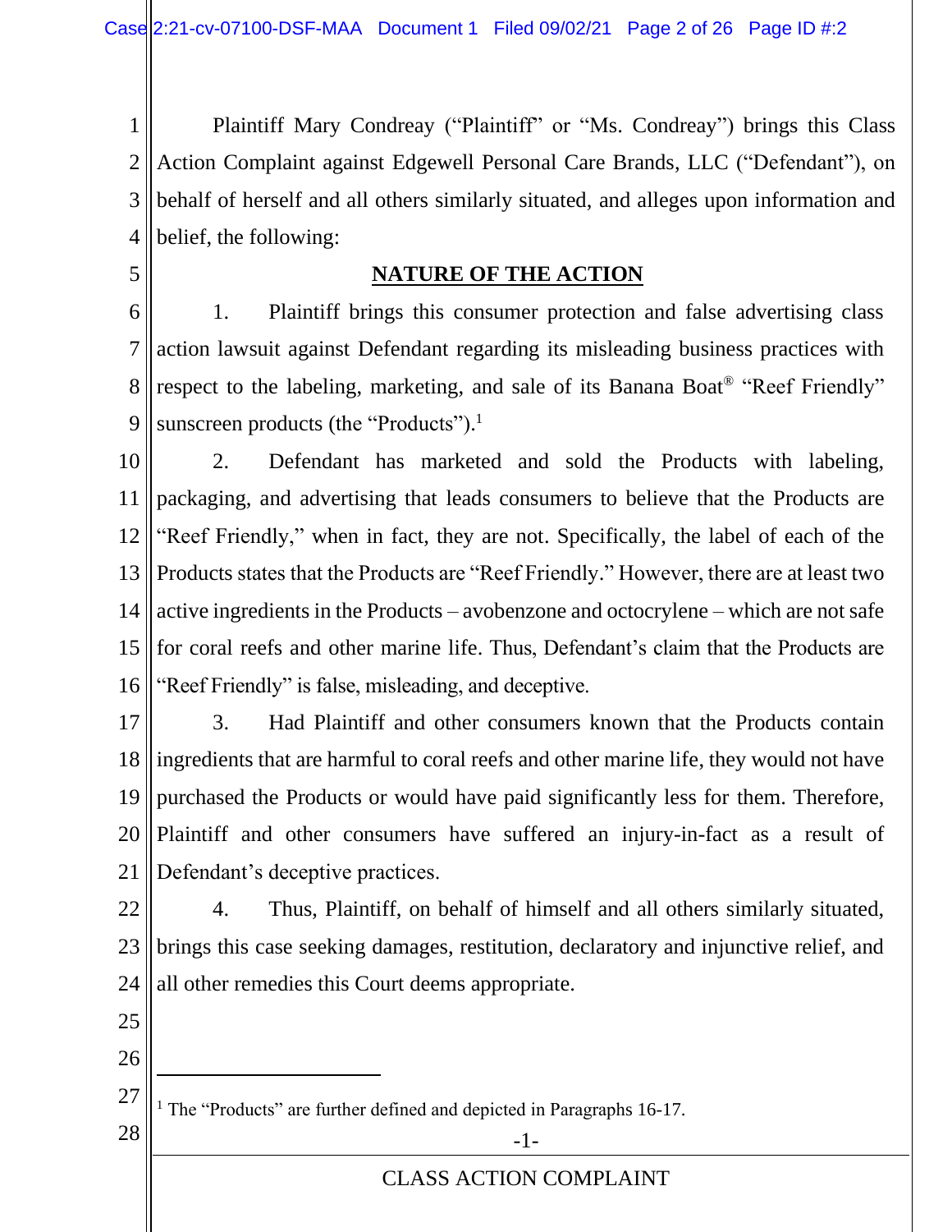Plaintiff Mary Condreay ("Plaintiff" or "Ms. Condreay") brings this Class Action Complaint against Edgewell Personal Care Brands, LLC ("Defendant"), on behalf of herself and all others similarly situated, and alleges upon information and belief, the following:

## NATURE OF THE ACTION

1. Plaintiff brings this consumer protection and false advertising class action lawsuit against Defendant regarding its misleading business practices with respect to the labeling, marketing, and sale of its Banana Boat® "Reef Friendly" sunscreen products (the "Products").[1]

2. Defendant has marketed and sold the Products with labeling, packaging, and advertising that leads consumers to believe that the Products are "Reef Friendly," when in fact, they are not. Specifically, the label of each of the Products states that the Products are "Reef Friendly." However, there are at least two active ingredients in the Products – avobenzone and octocrylene – which are not safe for coral reefs and other marine life. Thus, Defendant's claim that the Products are "Reef Friendly" is false, misleading, and deceptive.

3. Had Plaintiff and other consumers known that the Products contain ingredients that are harmful to coral reefs and other marine life, they would not have purchased the Products or would have paid significantly less for them. Therefore, Plaintiff and other consumers have suffered an injury-in-fact as a result of Defendant's deceptive practices.

4. Thus, Plaintiff, on behalf of himself and all others similarly situated, brings this case seeking damages, restitution, declaratory and injunctive relief, and all other remedies this Court deems appropriate.

---

[1] The "Products" are further defined and depicted in Paragraphs 16-17.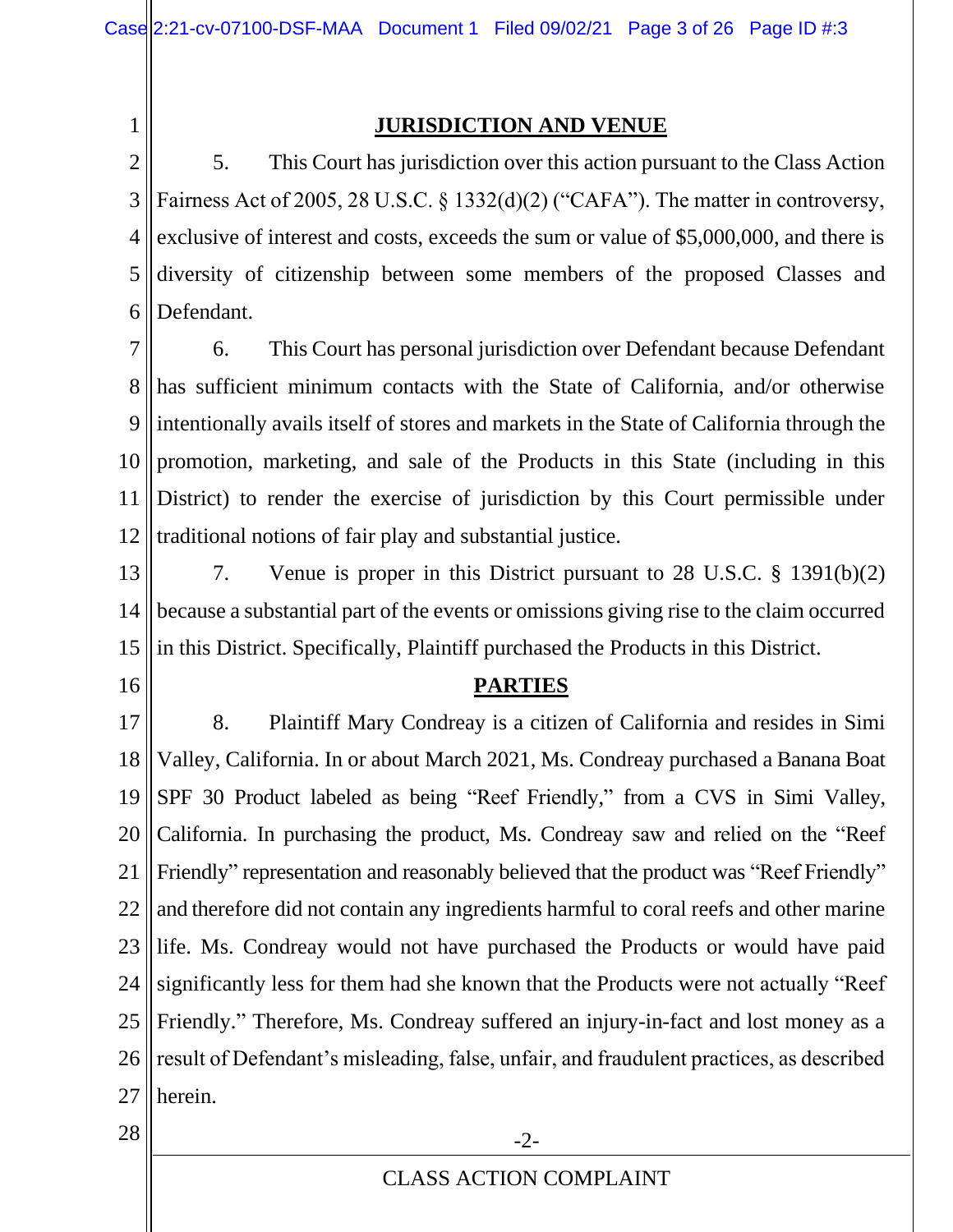## JURISDICTION AND VENUE

5. This Court has jurisdiction over this action pursuant to the Class Action Fairness Act of 2005, 28 U.S.C. § 1332(d)(2) ("CAFA"). The matter in controversy, exclusive of interest and costs, exceeds the sum or value of $5,000,000, and there is diversity of citizenship between some members of the proposed Classes and Defendant.

6. This Court has personal jurisdiction over Defendant because Defendant has sufficient minimum contacts with the State of California, and/or otherwise intentionally avails itself of stores and markets in the State of California through the promotion, marketing, and sale of the Products in this State (including in this District) to render the exercise of jurisdiction by this Court permissible under traditional notions of fair play and substantial justice.

7. Venue is proper in this District pursuant to 28 U.S.C. § 1391(b)(2) because a substantial part of the events or omissions giving rise to the claim occurred in this District. Specifically, Plaintiff purchased the Products in this District.

## PARTIES

8. Plaintiff Mary Condreay is a citizen of California and resides in Simi Valley, California. In or about March 2021, Ms. Condreay purchased a Banana Boat SPF 30 Product labeled as being "Reef Friendly," from a CVS in Simi Valley, California. In purchasing the product, Ms. Condreay saw and relied on the "Reef Friendly" representation and reasonably believed that the product was "Reef Friendly" and therefore did not contain any ingredients harmful to coral reefs and other marine life. Ms. Condreay would not have purchased the Products or would have paid significantly less for them had she known that the Products were not actually "Reef Friendly." Therefore, Ms. Condreay suffered an injury-in-fact and lost money as a result of Defendant's misleading, false, unfair, and fraudulent practices, as described herein.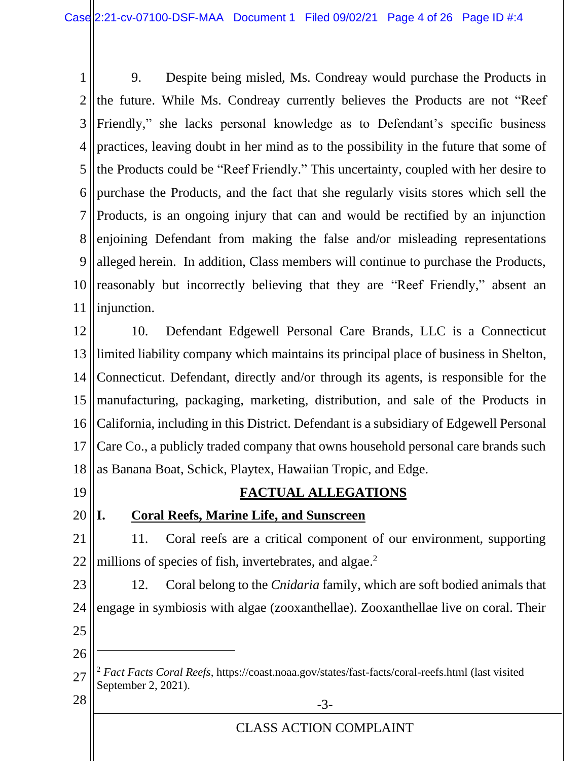9. Despite being misled, Ms. Condreay would purchase the Products in the future. While Ms. Condreay currently believes the Products are not "Reef Friendly," she lacks personal knowledge as to Defendant's specific business practices, leaving doubt in her mind as to the possibility in the future that some of the Products could be "Reef Friendly." This uncertainty, coupled with her desire to purchase the Products, and the fact that she regularly visits stores which sell the Products, is an ongoing injury that can and would be rectified by an injunction enjoining Defendant from making the false and/or misleading representations alleged herein. In addition, Class members will continue to purchase the Products, reasonably but incorrectly believing that they are "Reef Friendly," absent an injunction.

10. Defendant Edgewell Personal Care Brands, LLC is a Connecticut limited liability company which maintains its principal place of business in Shelton, Connecticut. Defendant, directly and/or through its agents, is responsible for the manufacturing, packaging, marketing, distribution, and sale of the Products in California, including in this District. Defendant is a subsidiary of Edgewell Personal Care Co., a publicly traded company that owns household personal care brands such as Banana Boat, Schick, Playtex, Hawaiian Tropic, and Edge.

## FACTUAL ALLEGATIONS

### I. Coral Reefs, Marine Life, and Sunscreen

11. Coral reefs are a critical component of our environment, supporting millions of species of fish, invertebrates, and algae.[2]

12. Coral belong to the *Cnidaria* family, which are soft bodied animals that engage in symbiosis with algae (zooxanthellae). Zooxanthellae live on coral. Their

---

[2] *Fact Facts Coral Reefs*, https://coast.noaa.gov/states/fast-facts/coral-reefs.html (last visited September 2, 2021).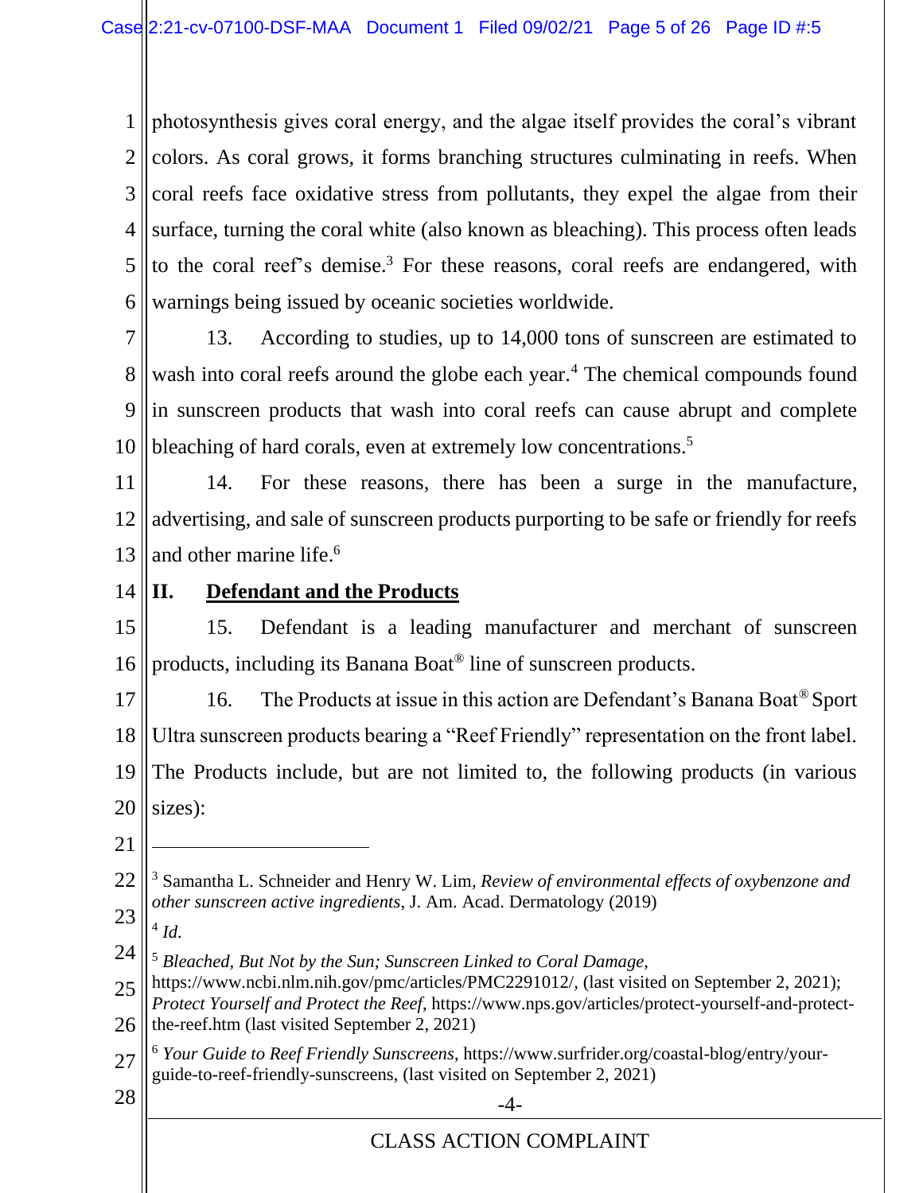photosynthesis gives coral energy, and the algae itself provides the coral's vibrant colors. As coral grows, it forms branching structures culminating in reefs. When coral reefs face oxidative stress from pollutants, they expel the algae from their surface, turning the coral white (also known as bleaching). This process often leads to the coral reef's demise.[3] For these reasons, coral reefs are endangered, with warnings being issued by oceanic societies worldwide.

13. According to studies, up to 14,000 tons of sunscreen are estimated to wash into coral reefs around the globe each year.[4] The chemical compounds found in sunscreen products that wash into coral reefs can cause abrupt and complete bleaching of hard corals, even at extremely low concentrations.[5]

14. For these reasons, there has been a surge in the manufacture, advertising, and sale of sunscreen products purporting to be safe or friendly for reefs and other marine life.[6]

## II. Defendant and the Products

15. Defendant is a leading manufacturer and merchant of sunscreen products, including its Banana Boat® line of sunscreen products.

16. The Products at issue in this action are Defendant's Banana Boat® Sport Ultra sunscreen products bearing a "Reef Friendly" representation on the front label. The Products include, but are not limited to, the following products (in various sizes):

---

[3] Samantha L. Schneider and Henry W. Lim, *Review of environmental effects of oxybenzone and other sunscreen active ingredients*, J. Am. Acad. Dermatology (2019)

[4] *Id.*

[5] *Bleached, But Not by the Sun; Sunscreen Linked to Coral Damage*, https://www.ncbi.nlm.nih.gov/pmc/articles/PMC2291012/, (last visited on September 2, 2021); *Protect Yourself and Protect the Reef*, https://www.nps.gov/articles/protect-yourself-and-protect-the-reef.htm (last visited September 2, 2021)

[6] *Your Guide to Reef Friendly Sunscreens*, https://www.surfrider.org/coastal-blog/entry/your-guide-to-reef-friendly-sunscreens, (last visited on September 2, 2021)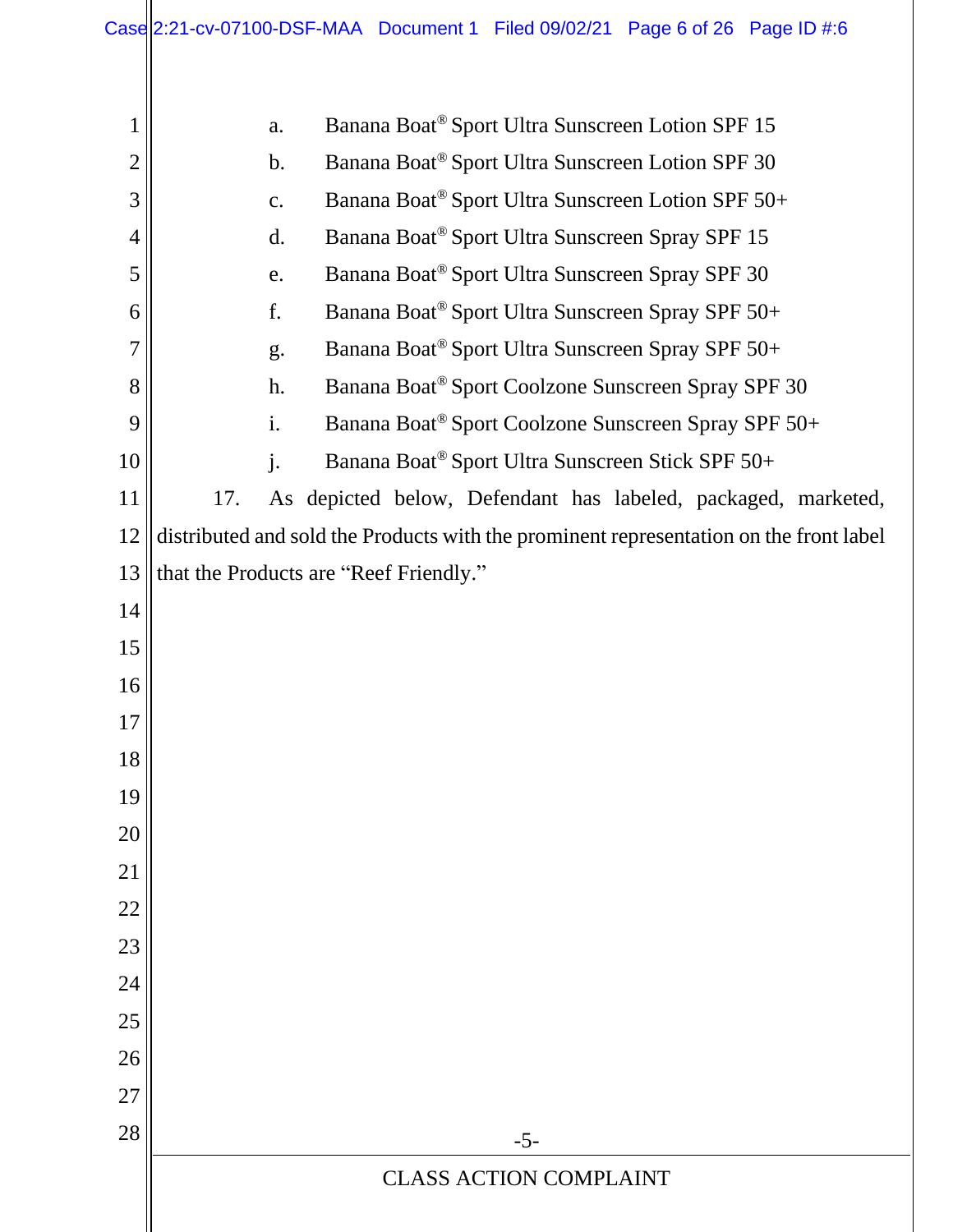a. Banana Boat® Sport Ultra Sunscreen Lotion SPF 15

b. Banana Boat® Sport Ultra Sunscreen Lotion SPF 30

c. Banana Boat® Sport Ultra Sunscreen Lotion SPF 50+

d. Banana Boat® Sport Ultra Sunscreen Spray SPF 15

e. Banana Boat® Sport Ultra Sunscreen Spray SPF 30

f. Banana Boat® Sport Ultra Sunscreen Spray SPF 50+

g. Banana Boat® Sport Ultra Sunscreen Spray SPF 50+

h. Banana Boat® Sport Coolzone Sunscreen Spray SPF 30

i. Banana Boat® Sport Coolzone Sunscreen Spray SPF 50+

j. Banana Boat® Sport Ultra Sunscreen Stick SPF 50+

17. As depicted below, Defendant has labeled, packaged, marketed, distributed and sold the Products with the prominent representation on the front label that the Products are "Reef Friendly."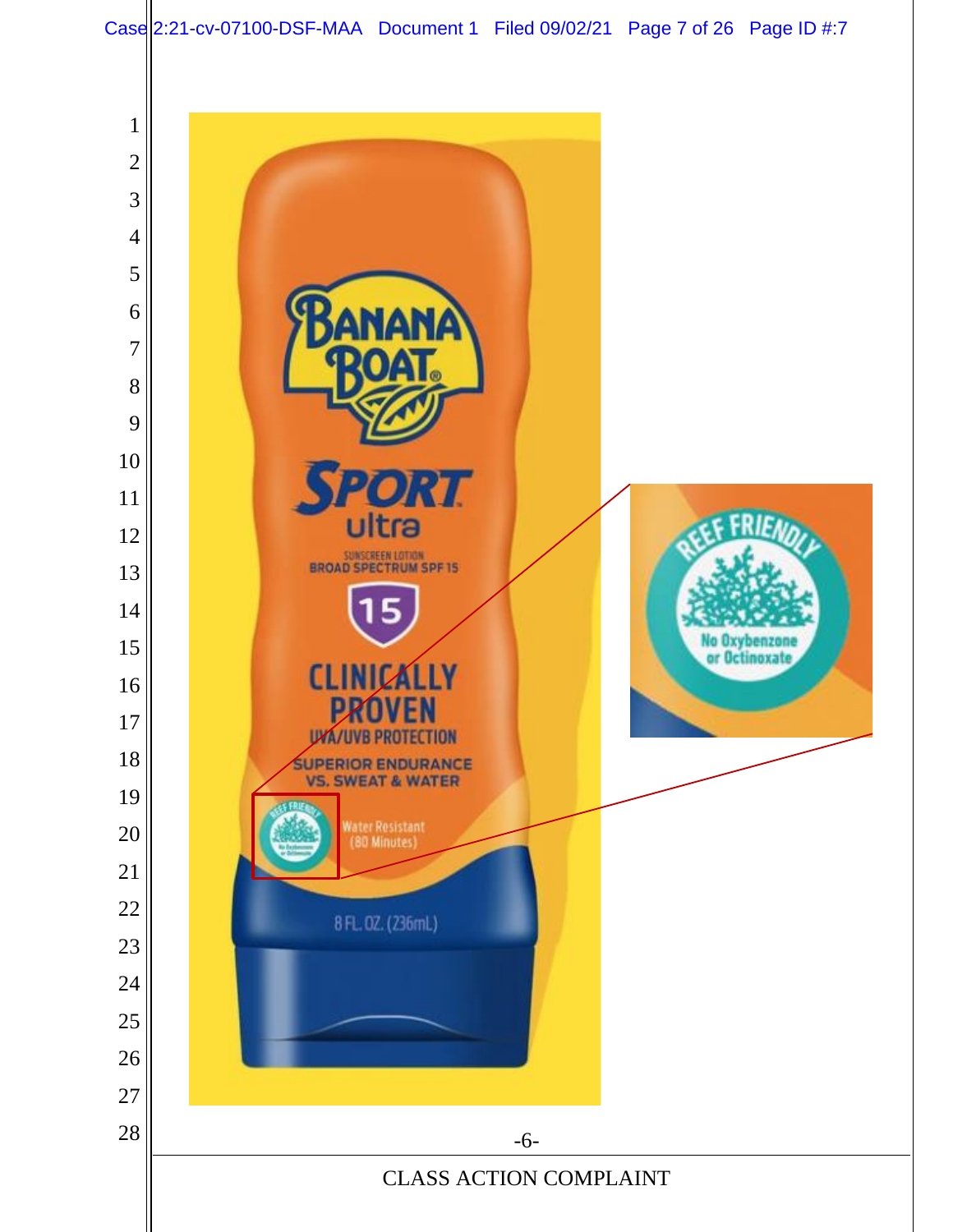BANANA BOAT®

SPORT
ultra

SUNSCREEN LOTION
BROAD SPECTRUM SPF 15

15

CLINICALLY PROVEN
UVA/UVB PROTECTION

SUPERIOR ENDURANCE
VS. SWEAT & WATER

REEF FRIENDLY
No Oxybenzone or Octinoxate

Water Resistant
(80 Minutes)

8 FL. OZ. (236mL)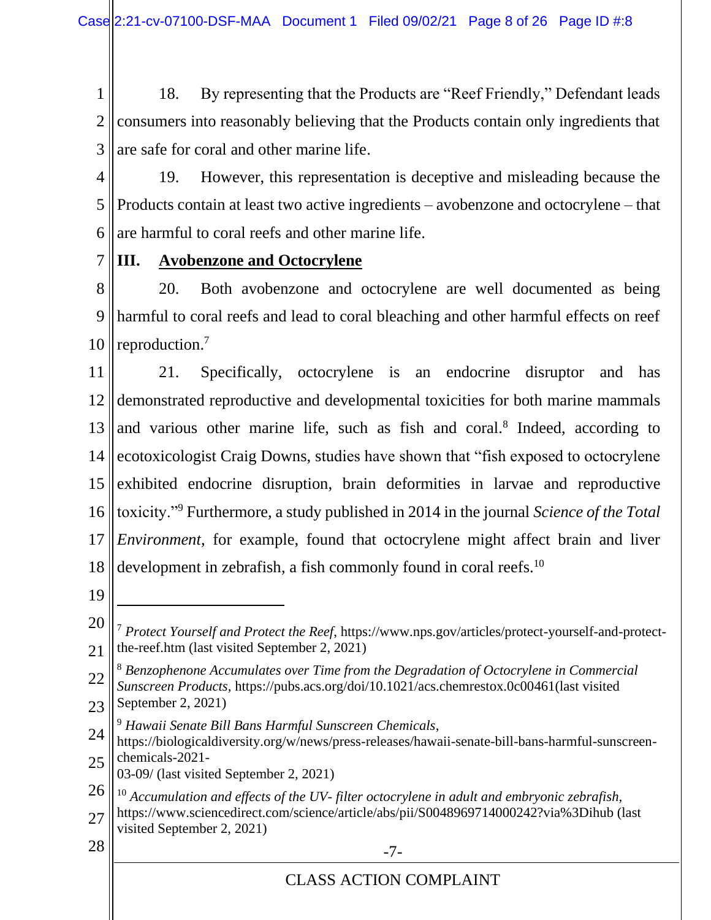18. By representing that the Products are "Reef Friendly," Defendant leads consumers into reasonably believing that the Products contain only ingredients that are safe for coral and other marine life.

19. However, this representation is deceptive and misleading because the Products contain at least two active ingredients – avobenzone and octocrylene – that are harmful to coral reefs and other marine life.

## III. Avobenzone and Octocrylene

20. Both avobenzone and octocrylene are well documented as being harmful to coral reefs and lead to coral bleaching and other harmful effects on reef reproduction.[7]

21. Specifically, octocrylene is an endocrine disruptor and has demonstrated reproductive and developmental toxicities for both marine mammals and various other marine life, such as fish and coral.[8] Indeed, according to ecotoxicologist Craig Downs, studies have shown that "fish exposed to octocrylene exhibited endocrine disruption, brain deformities in larvae and reproductive toxicity."[9] Furthermore, a study published in 2014 in the journal *Science of the Total Environment*, for example, found that octocrylene might affect brain and liver development in zebrafish, a fish commonly found in coral reefs.[10]

---

[7] *Protect Yourself and Protect the Reef*, https://www.nps.gov/articles/protect-yourself-and-protect-the-reef.htm (last visited September 2, 2021)

[8] *Benzophenone Accumulates over Time from the Degradation of Octocrylene in Commercial Sunscreen Products*, https://pubs.acs.org/doi/10.1021/acs.chemrestox.0c00461(last visited September 2, 2021)

[9] *Hawaii Senate Bill Bans Harmful Sunscreen Chemicals*, https://biologicaldiversity.org/w/news/press-releases/hawaii-senate-bill-bans-harmful-sunscreen-chemicals-2021-03-09/ (last visited September 2, 2021)

[10] *Accumulation and effects of the UV- filter octocrylene in adult and embryonic zebrafish*, https://www.sciencedirect.com/science/article/abs/pii/S0048969714000242?via%3Dihub (last visited September 2, 2021)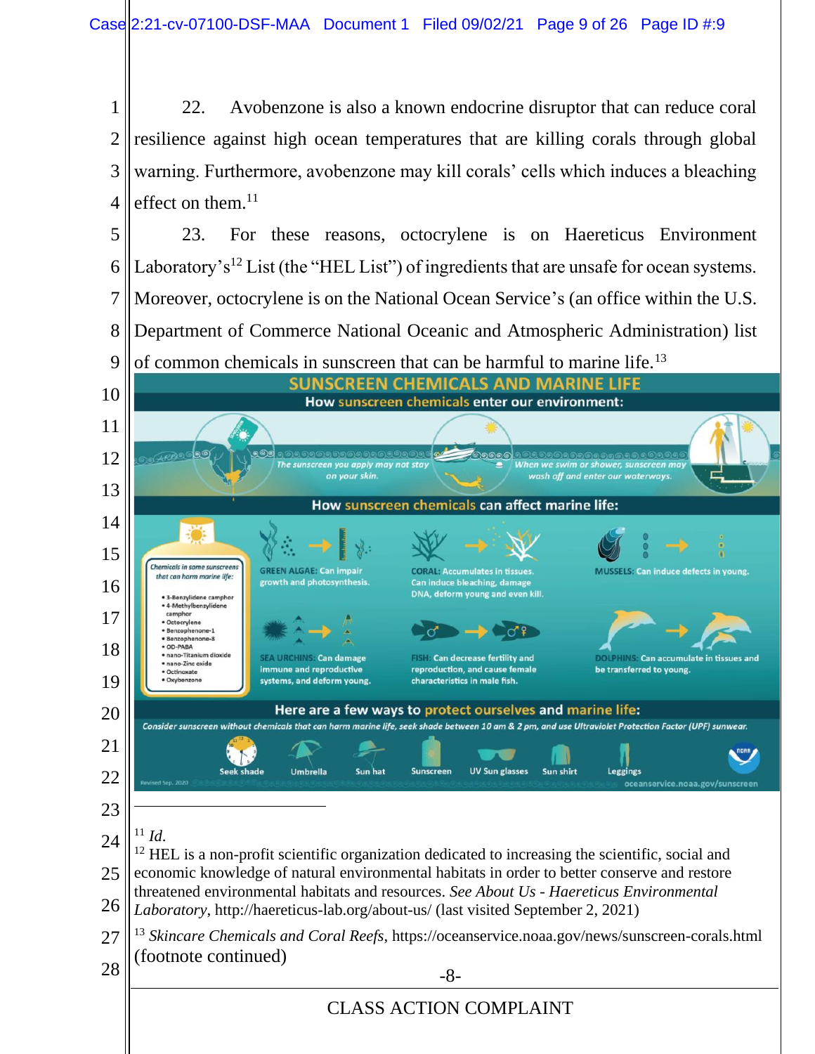22. Avobenzone is also a known endocrine disruptor that can reduce coral resilience against high ocean temperatures that are killing corals through global warning. Furthermore, avobenzone may kill corals' cells which induces a bleaching effect on them.[11]

23. For these reasons, octocrylene is on Haereticus Environment Laboratory's[12] List (the "HEL List") of ingredients that are unsafe for ocean systems. Moreover, octocrylene is on the National Ocean Service's (an office within the U.S. Department of Commerce National Oceanic and Atmospheric Administration) list of common chemicals in sunscreen that can be harmful to marine life.[13]

SUNSCREEN CHEMICALS AND MARINE LIFE

How sunscreen chemicals enter our environment:

The sunscreen you apply may not stay on your skin.

When we swim or shower, sunscreen may wash off and enter our waterways.

How sunscreen chemicals can affect marine life:

*Chemicals in some sunscreens that can harm marine life:*

- 3-Benzylidene camphor
- 4-Methylbenzylidene camphor
- Octocrylene
- Benzophenone-1
- Benzophenone-8
- OD-PABA
- nano-Titanium dioxide
- nano-Zinc oxide
- Octinoxate
- Oxybenzone

GREEN ALGAE: Can impair growth and photosynthesis.

CORAL: Accumulates in tissues. Can induce bleaching, damage DNA, deform young and even kill.

MUSSELS: Can induce defects in young.

SEA URCHINS: Can damage immune and reproductive systems, and deform young.

FISH: Can decrease fertility and reproduction, and cause female characteristics in male fish.

DOLPHINS: Can accumulate in tissues and be transferred to young.

Here are a few ways to protect ourselves and marine life:

*Consider sunscreen without chemicals that can harm marine life, seek shade between 10 am & 2 pm, and use Ultraviolet Protection Factor (UPF) sunwear.*

Seek shade · Umbrella · Sun hat · Sunscreen · UV Sun glasses · Sun shirt · Leggings

Revised Sep. 2020 · oceanservice.noaa.gov/sunscreen

---

[11] *Id.*

[12] HEL is a non-profit scientific organization dedicated to increasing the scientific, social and economic knowledge of natural environmental habitats in order to better conserve and restore threatened environmental habitats and resources. *See About Us - Haereticus Environmental Laboratory*, http://haereticus-lab.org/about-us/ (last visited September 2, 2021)

[13] *Skincare Chemicals and Coral Reefs*, https://oceanservice.noaa.gov/news/sunscreen-corals.html (footnote continued)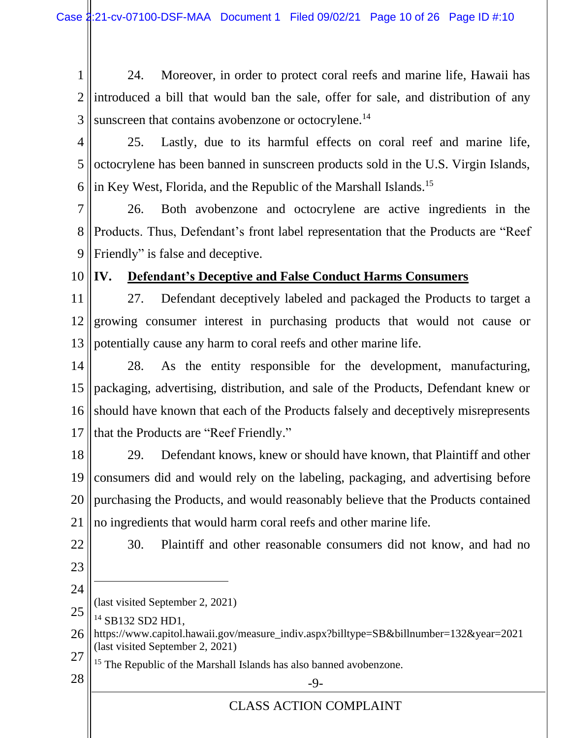24. Moreover, in order to protect coral reefs and marine life, Hawaii has introduced a bill that would ban the sale, offer for sale, and distribution of any sunscreen that contains avobenzone or octocrylene.[14]

25. Lastly, due to its harmful effects on coral reef and marine life, octocrylene has been banned in sunscreen products sold in the U.S. Virgin Islands, in Key West, Florida, and the Republic of the Marshall Islands.[15]

26. Both avobenzone and octocrylene are active ingredients in the Products. Thus, Defendant's front label representation that the Products are "Reef Friendly" is false and deceptive.

## IV. Defendant's Deceptive and False Conduct Harms Consumers

27. Defendant deceptively labeled and packaged the Products to target a growing consumer interest in purchasing products that would not cause or potentially cause any harm to coral reefs and other marine life.

28. As the entity responsible for the development, manufacturing, packaging, advertising, distribution, and sale of the Products, Defendant knew or should have known that each of the Products falsely and deceptively misrepresents that the Products are "Reef Friendly."

29. Defendant knows, knew or should have known, that Plaintiff and other consumers did and would rely on the labeling, packaging, and advertising before purchasing the Products, and would reasonably believe that the Products contained no ingredients that would harm coral reefs and other marine life.

30. Plaintiff and other reasonable consumers did not know, and had no

---

(last visited September 2, 2021)

[14] SB132 SD2 HD1, https://www.capitol.hawaii.gov/measure_indiv.aspx?billtype=SB&billnumber=132&year=2021 (last visited September 2, 2021)

[15] The Republic of the Marshall Islands has also banned avobenzone.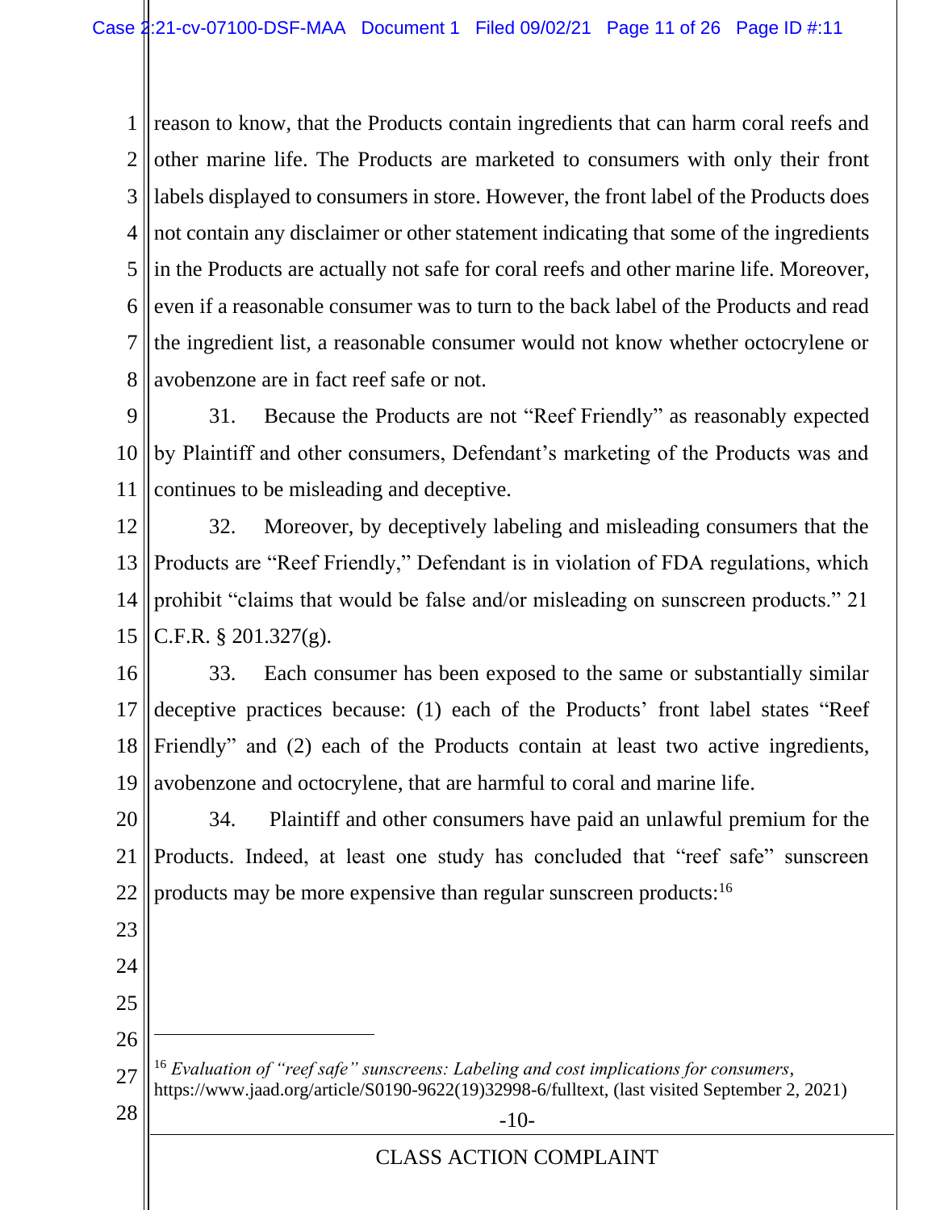reason to know, that the Products contain ingredients that can harm coral reefs and other marine life. The Products are marketed to consumers with only their front labels displayed to consumers in store. However, the front label of the Products does not contain any disclaimer or other statement indicating that some of the ingredients in the Products are actually not safe for coral reefs and other marine life. Moreover, even if a reasonable consumer was to turn to the back label of the Products and read the ingredient list, a reasonable consumer would not know whether octocrylene or avobenzone are in fact reef safe or not.

31. Because the Products are not "Reef Friendly" as reasonably expected by Plaintiff and other consumers, Defendant's marketing of the Products was and continues to be misleading and deceptive.

32. Moreover, by deceptively labeling and misleading consumers that the Products are "Reef Friendly," Defendant is in violation of FDA regulations, which prohibit "claims that would be false and/or misleading on sunscreen products." 21 C.F.R. § 201.327(g).

33. Each consumer has been exposed to the same or substantially similar deceptive practices because: (1) each of the Products' front label states "Reef Friendly" and (2) each of the Products contain at least two active ingredients, avobenzone and octocrylene, that are harmful to coral and marine life.

34. Plaintiff and other consumers have paid an unlawful premium for the Products. Indeed, at least one study has concluded that "reef safe" sunscreen products may be more expensive than regular sunscreen products:[16]

---

[16] *Evaluation of "reef safe" sunscreens: Labeling and cost implications for consumers*, https://www.jaad.org/article/S0190-9622(19)32998-6/fulltext, (last visited September 2, 2021)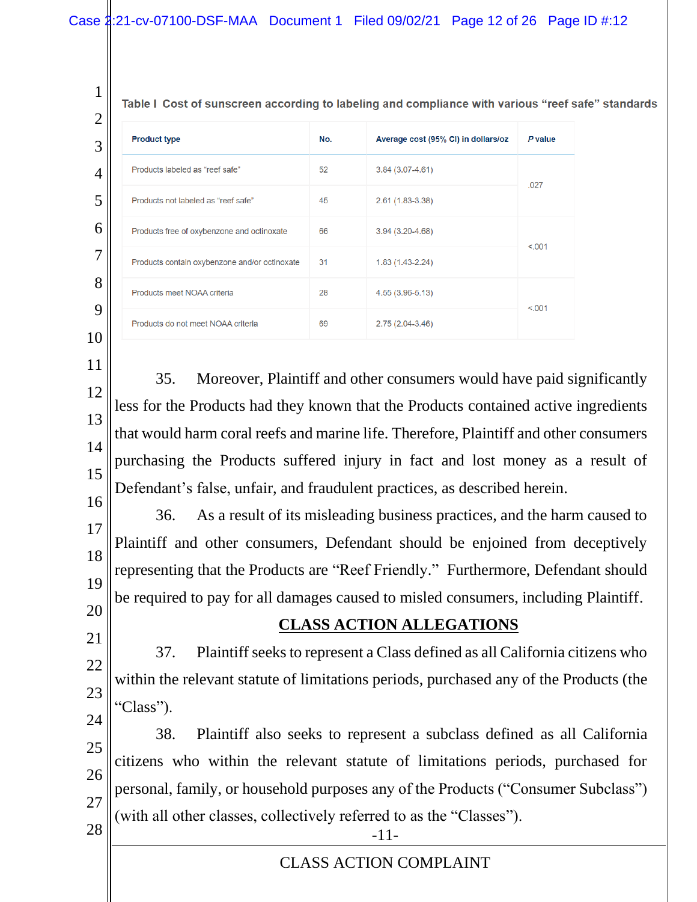Table I Cost of sunscreen according to labeling and compliance with various "reef safe" standards

| Product type | No. | Average cost (95% CI) in dollars/oz | P value |
|---|---|---|---|
| Products labeled as "reef safe" | 52 | 3.84 (3.07-4.61) | .027 |
| Products not labeled as "reef safe" | 45 | 2.61 (1.83-3.38) | |
| Products free of oxybenzone and octinoxate | 66 | 3.94 (3.20-4.68) | <.001 |
| Products contain oxybenzone and/or octinoxate | 31 | 1.83 (1.43-2.24) | |
| Products meet NOAA criteria | 28 | 4.55 (3.96-5.13) | <.001 |
| Products do not meet NOAA criteria | 69 | 2.75 (2.04-3.46) | |

35. Moreover, Plaintiff and other consumers would have paid significantly less for the Products had they known that the Products contained active ingredients that would harm coral reefs and marine life. Therefore, Plaintiff and other consumers purchasing the Products suffered injury in fact and lost money as a result of Defendant's false, unfair, and fraudulent practices, as described herein.

36. As a result of its misleading business practices, and the harm caused to Plaintiff and other consumers, Defendant should be enjoined from deceptively representing that the Products are "Reef Friendly." Furthermore, Defendant should be required to pay for all damages caused to misled consumers, including Plaintiff.

## CLASS ACTION ALLEGATIONS

37. Plaintiff seeks to represent a Class defined as all California citizens who within the relevant statute of limitations periods, purchased any of the Products (the "Class").

38. Plaintiff also seeks to represent a subclass defined as all California citizens who within the relevant statute of limitations periods, purchased for personal, family, or household purposes any of the Products ("Consumer Subclass") (with all other classes, collectively referred to as the "Classes").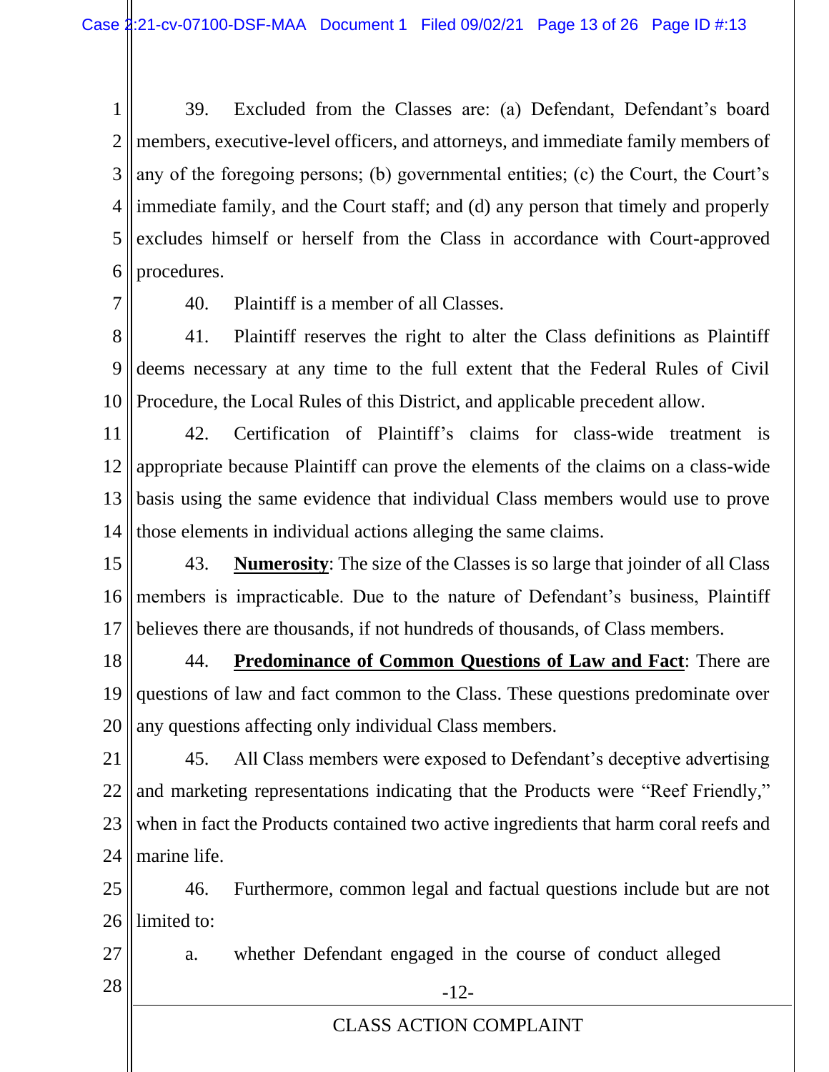39. Excluded from the Classes are: (a) Defendant, Defendant's board members, executive-level officers, and attorneys, and immediate family members of any of the foregoing persons; (b) governmental entities; (c) the Court, the Court's immediate family, and the Court staff; and (d) any person that timely and properly excludes himself or herself from the Class in accordance with Court-approved procedures.

40. Plaintiff is a member of all Classes.

41. Plaintiff reserves the right to alter the Class definitions as Plaintiff deems necessary at any time to the full extent that the Federal Rules of Civil Procedure, the Local Rules of this District, and applicable precedent allow.

42. Certification of Plaintiff's claims for class-wide treatment is appropriate because Plaintiff can prove the elements of the claims on a class-wide basis using the same evidence that individual Class members would use to prove those elements in individual actions alleging the same claims.

43. **Numerosity**: The size of the Classes is so large that joinder of all Class members is impracticable. Due to the nature of Defendant's business, Plaintiff believes there are thousands, if not hundreds of thousands, of Class members.

44. **Predominance of Common Questions of Law and Fact**: There are questions of law and fact common to the Class. These questions predominate over any questions affecting only individual Class members.

45. All Class members were exposed to Defendant's deceptive advertising and marketing representations indicating that the Products were "Reef Friendly," when in fact the Products contained two active ingredients that harm coral reefs and marine life.

46. Furthermore, common legal and factual questions include but are not limited to:

a. whether Defendant engaged in the course of conduct alleged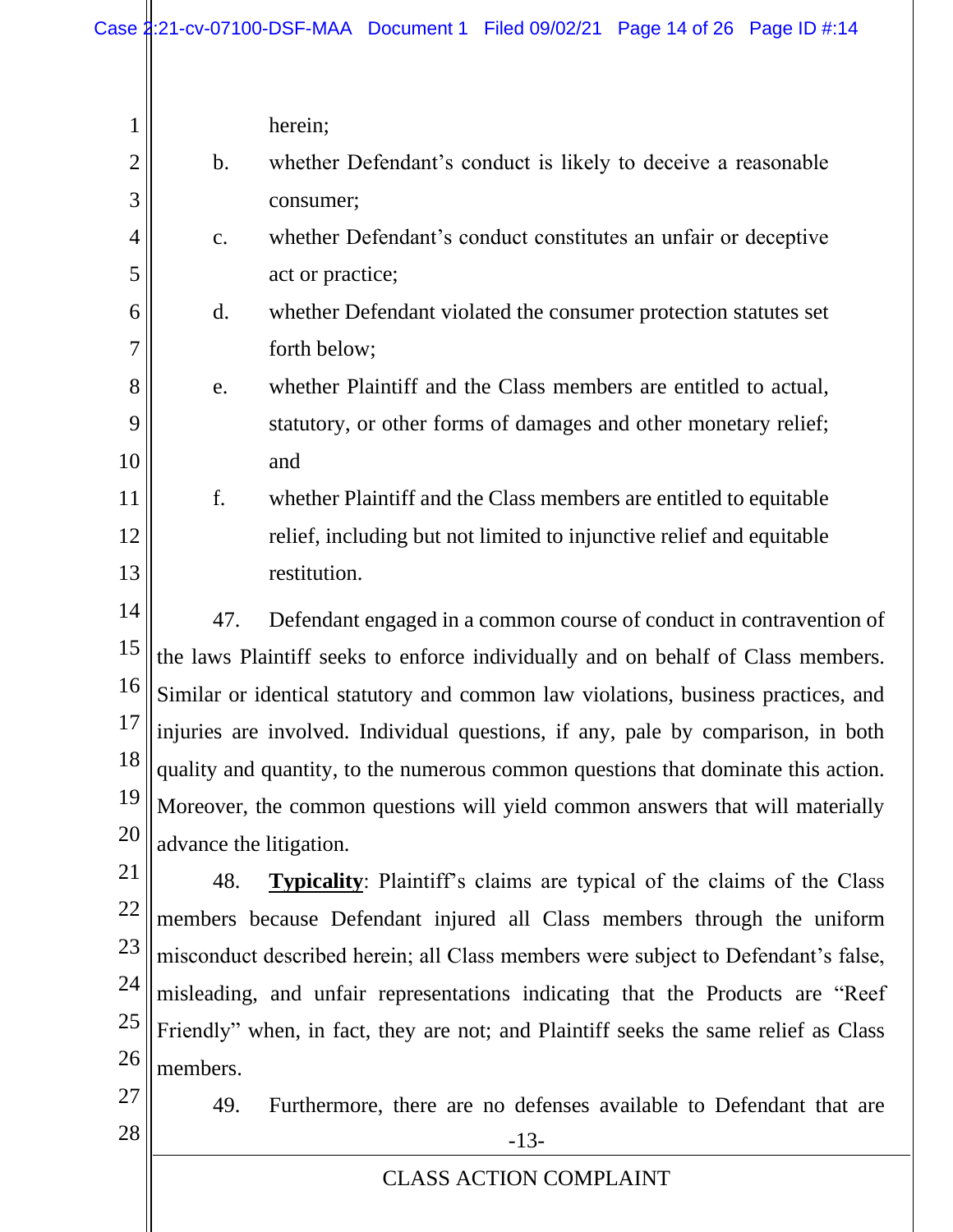herein;

b. whether Defendant's conduct is likely to deceive a reasonable consumer;

c. whether Defendant's conduct constitutes an unfair or deceptive act or practice;

d. whether Defendant violated the consumer protection statutes set forth below;

e. whether Plaintiff and the Class members are entitled to actual, statutory, or other forms of damages and other monetary relief; and

f. whether Plaintiff and the Class members are entitled to equitable relief, including but not limited to injunctive relief and equitable restitution.

47. Defendant engaged in a common course of conduct in contravention of the laws Plaintiff seeks to enforce individually and on behalf of Class members. Similar or identical statutory and common law violations, business practices, and injuries are involved. Individual questions, if any, pale by comparison, in both quality and quantity, to the numerous common questions that dominate this action. Moreover, the common questions will yield common answers that will materially advance the litigation.

48. **Typicality**: Plaintiff's claims are typical of the claims of the Class members because Defendant injured all Class members through the uniform misconduct described herein; all Class members were subject to Defendant's false, misleading, and unfair representations indicating that the Products are "Reef Friendly" when, in fact, they are not; and Plaintiff seeks the same relief as Class members.

49. Furthermore, there are no defenses available to Defendant that are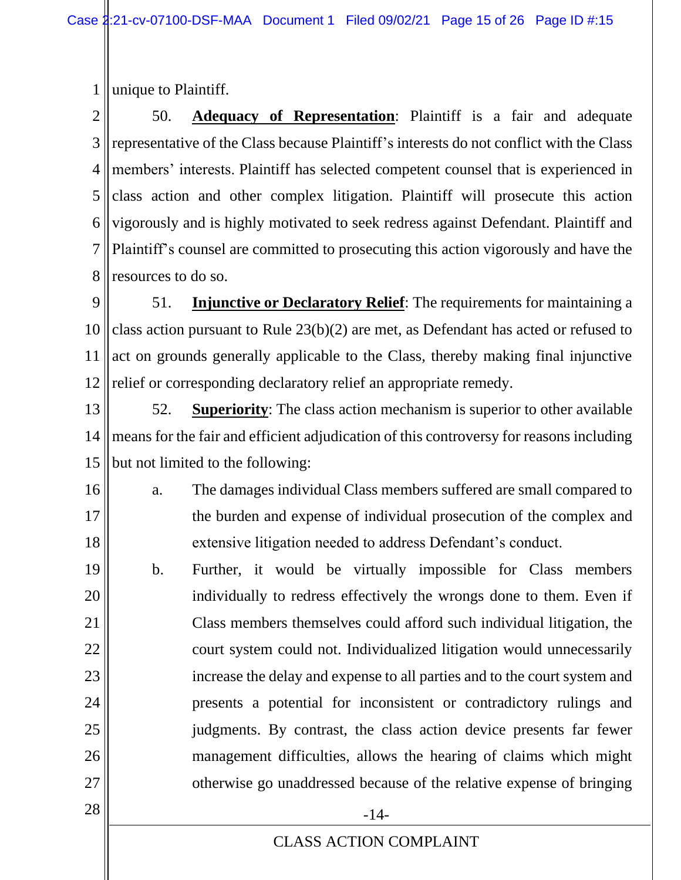unique to Plaintiff.

50. **Adequacy of Representation**: Plaintiff is a fair and adequate representative of the Class because Plaintiff's interests do not conflict with the Class members' interests. Plaintiff has selected competent counsel that is experienced in class action and other complex litigation. Plaintiff will prosecute this action vigorously and is highly motivated to seek redress against Defendant. Plaintiff and Plaintiff's counsel are committed to prosecuting this action vigorously and have the resources to do so.

51. **Injunctive or Declaratory Relief**: The requirements for maintaining a class action pursuant to Rule 23(b)(2) are met, as Defendant has acted or refused to act on grounds generally applicable to the Class, thereby making final injunctive relief or corresponding declaratory relief an appropriate remedy.

52. **Superiority**: The class action mechanism is superior to other available means for the fair and efficient adjudication of this controversy for reasons including but not limited to the following:

a. The damages individual Class members suffered are small compared to the burden and expense of individual prosecution of the complex and extensive litigation needed to address Defendant's conduct.

b. Further, it would be virtually impossible for Class members individually to redress effectively the wrongs done to them. Even if Class members themselves could afford such individual litigation, the court system could not. Individualized litigation would unnecessarily increase the delay and expense to all parties and to the court system and presents a potential for inconsistent or contradictory rulings and judgments. By contrast, the class action device presents far fewer management difficulties, allows the hearing of claims which might otherwise go unaddressed because of the relative expense of bringing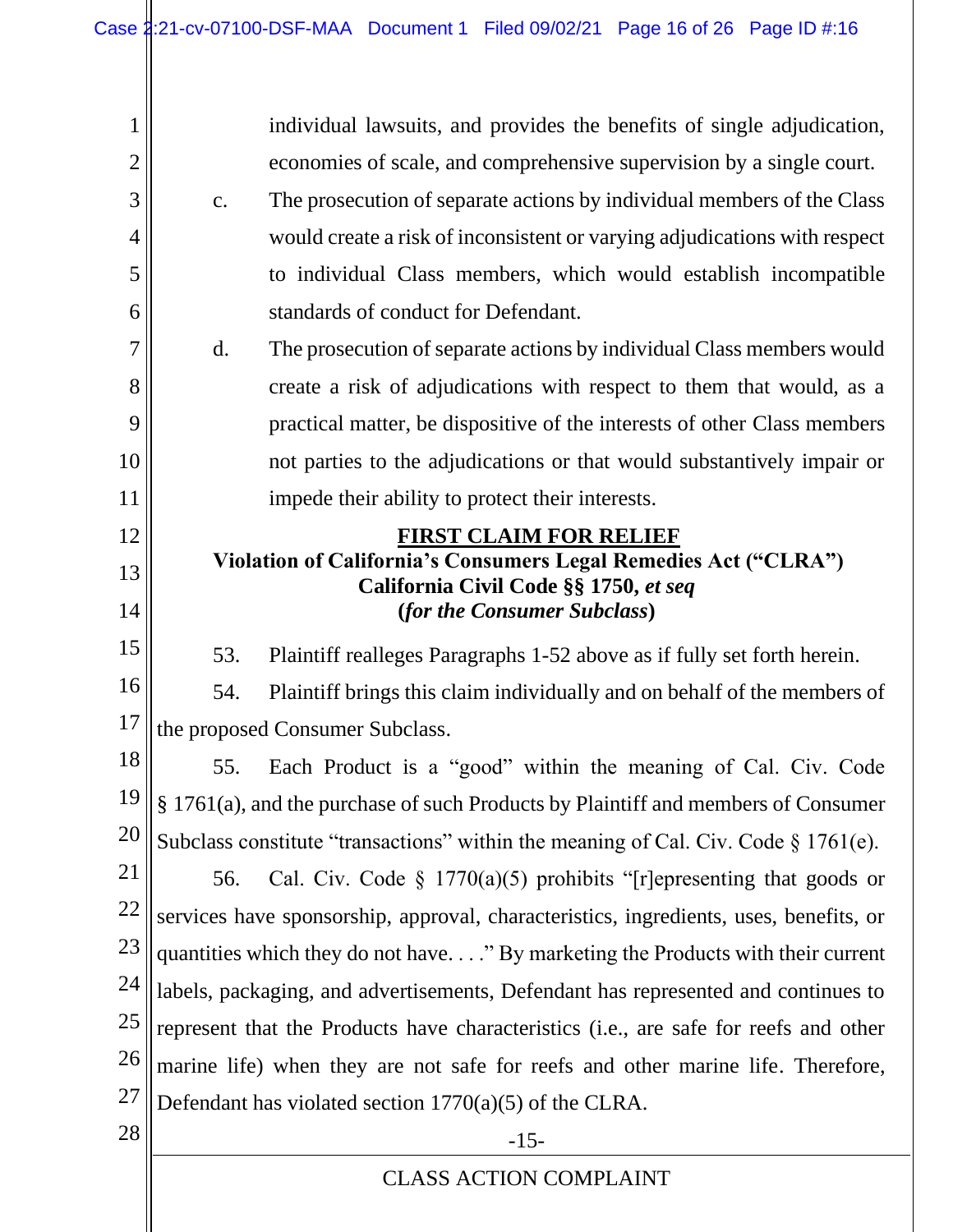individual lawsuits, and provides the benefits of single adjudication, economies of scale, and comprehensive supervision by a single court.

c. The prosecution of separate actions by individual members of the Class would create a risk of inconsistent or varying adjudications with respect to individual Class members, which would establish incompatible standards of conduct for Defendant.

d. The prosecution of separate actions by individual Class members would create a risk of adjudications with respect to them that would, as a practical matter, be dispositive of the interests of other Class members not parties to the adjudications or that would substantively impair or impede their ability to protect their interests.

**FIRST CLAIM FOR RELIEF**

**Violation of California's Consumers Legal Remedies Act ("CLRA")**
**California Civil Code §§ 1750, *et seq***
**(*for the Consumer Subclass*)**

53. Plaintiff realleges Paragraphs 1-52 above as if fully set forth herein.

54. Plaintiff brings this claim individually and on behalf of the members of the proposed Consumer Subclass.

55. Each Product is a "good" within the meaning of Cal. Civ. Code § 1761(a), and the purchase of such Products by Plaintiff and members of Consumer Subclass constitute "transactions" within the meaning of Cal. Civ. Code § 1761(e).

56. Cal. Civ. Code § 1770(a)(5) prohibits "[r]epresenting that goods or services have sponsorship, approval, characteristics, ingredients, uses, benefits, or quantities which they do not have. . . ." By marketing the Products with their current labels, packaging, and advertisements, Defendant has represented and continues to represent that the Products have characteristics (i.e., are safe for reefs and other marine life) when they are not safe for reefs and other marine life. Therefore, Defendant has violated section 1770(a)(5) of the CLRA.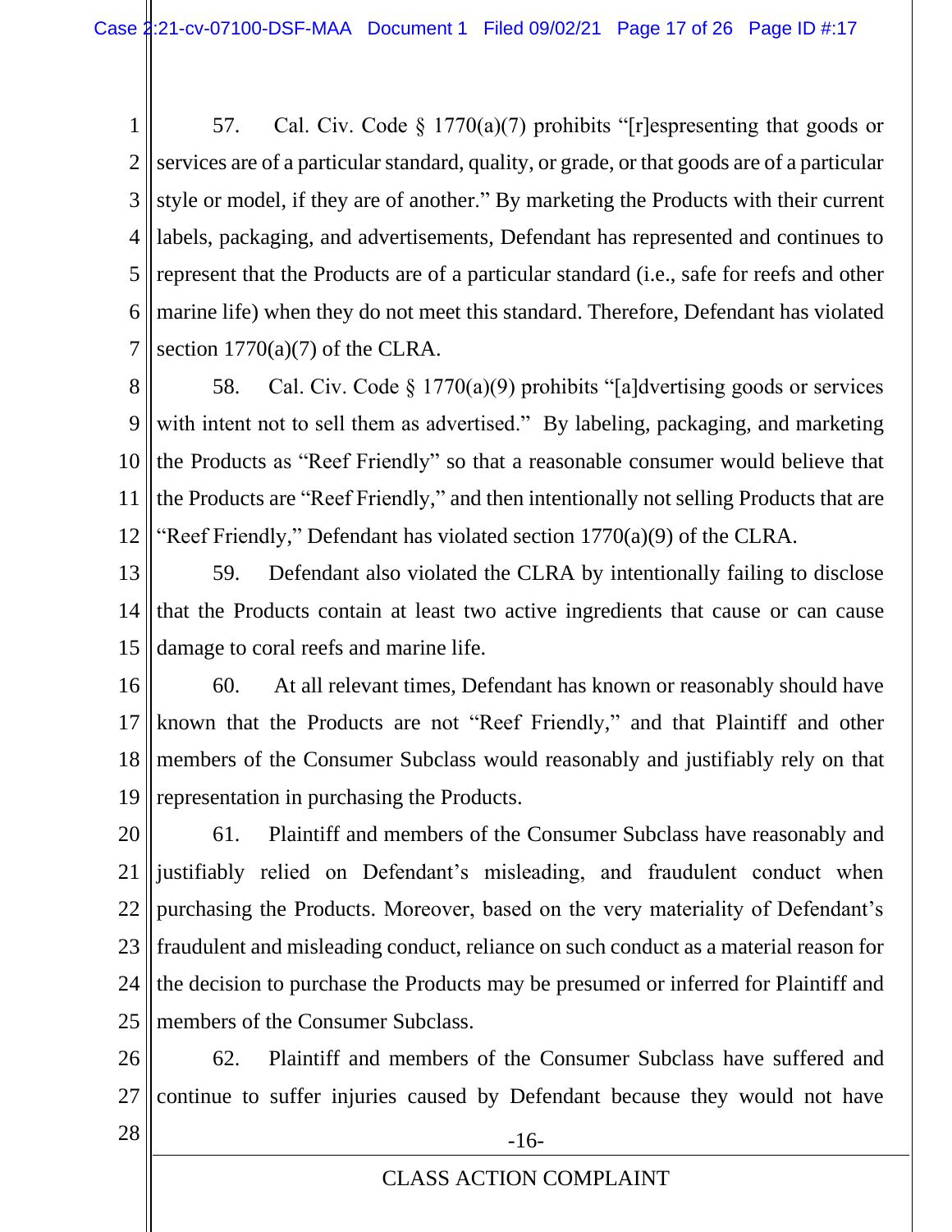57. Cal. Civ. Code § 1770(a)(7) prohibits "[r]espresenting that goods or services are of a particular standard, quality, or grade, or that goods are of a particular style or model, if they are of another." By marketing the Products with their current labels, packaging, and advertisements, Defendant has represented and continues to represent that the Products are of a particular standard (i.e., safe for reefs and other marine life) when they do not meet this standard. Therefore, Defendant has violated section 1770(a)(7) of the CLRA.

58. Cal. Civ. Code § 1770(a)(9) prohibits "[a]dvertising goods or services with intent not to sell them as advertised." By labeling, packaging, and marketing the Products as "Reef Friendly" so that a reasonable consumer would believe that the Products are "Reef Friendly," and then intentionally not selling Products that are "Reef Friendly," Defendant has violated section 1770(a)(9) of the CLRA.

59. Defendant also violated the CLRA by intentionally failing to disclose that the Products contain at least two active ingredients that cause or can cause damage to coral reefs and marine life.

60. At all relevant times, Defendant has known or reasonably should have known that the Products are not "Reef Friendly," and that Plaintiff and other members of the Consumer Subclass would reasonably and justifiably rely on that representation in purchasing the Products.

61. Plaintiff and members of the Consumer Subclass have reasonably and justifiably relied on Defendant's misleading, and fraudulent conduct when purchasing the Products. Moreover, based on the very materiality of Defendant's fraudulent and misleading conduct, reliance on such conduct as a material reason for the decision to purchase the Products may be presumed or inferred for Plaintiff and members of the Consumer Subclass.

62. Plaintiff and members of the Consumer Subclass have suffered and continue to suffer injuries caused by Defendant because they would not have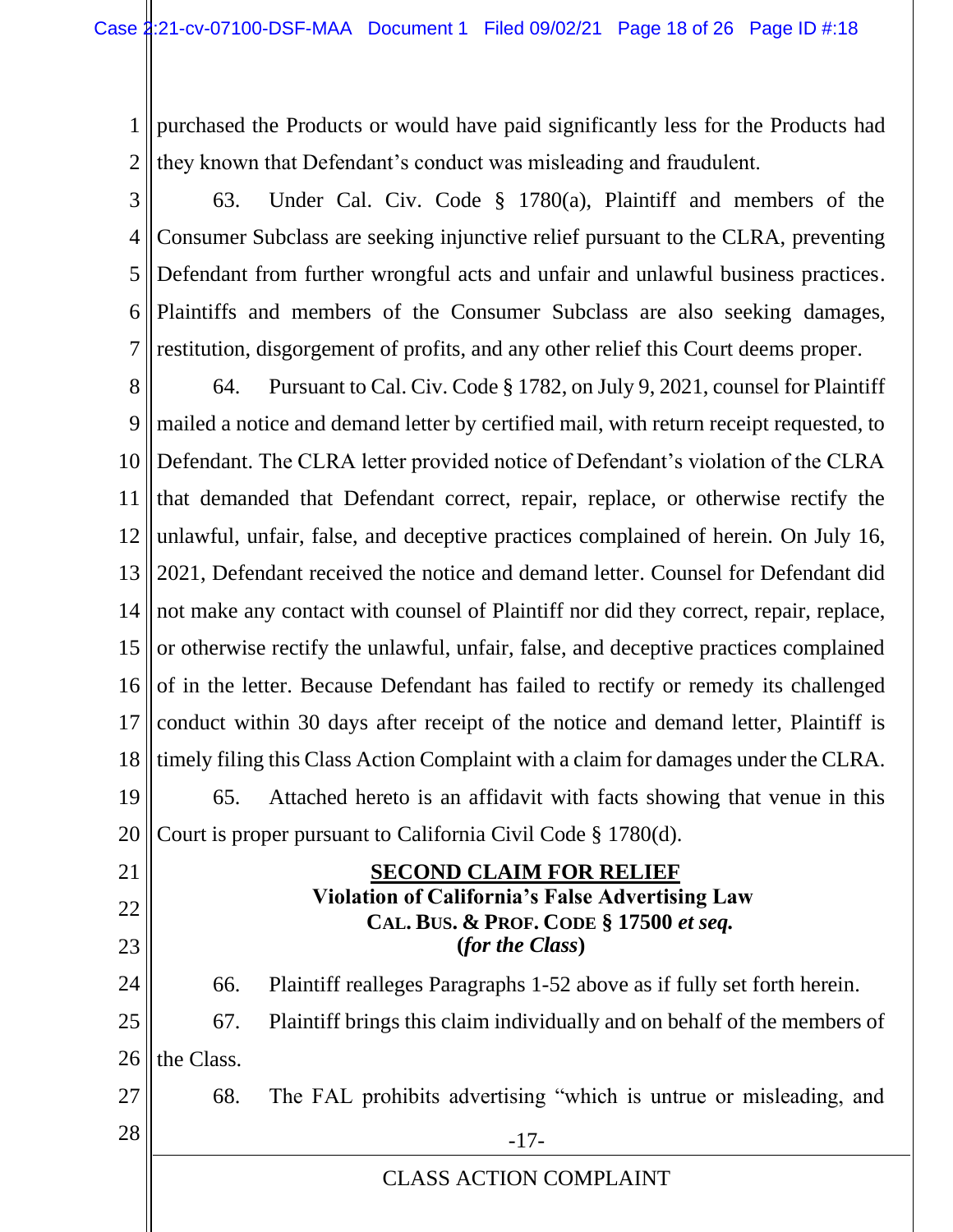purchased the Products or would have paid significantly less for the Products had they known that Defendant's conduct was misleading and fraudulent.

63. Under Cal. Civ. Code § 1780(a), Plaintiff and members of the Consumer Subclass are seeking injunctive relief pursuant to the CLRA, preventing Defendant from further wrongful acts and unfair and unlawful business practices. Plaintiffs and members of the Consumer Subclass are also seeking damages, restitution, disgorgement of profits, and any other relief this Court deems proper.

64. Pursuant to Cal. Civ. Code § 1782, on July 9, 2021, counsel for Plaintiff mailed a notice and demand letter by certified mail, with return receipt requested, to Defendant. The CLRA letter provided notice of Defendant's violation of the CLRA that demanded that Defendant correct, repair, replace, or otherwise rectify the unlawful, unfair, false, and deceptive practices complained of herein. On July 16, 2021, Defendant received the notice and demand letter. Counsel for Defendant did not make any contact with counsel of Plaintiff nor did they correct, repair, replace, or otherwise rectify the unlawful, unfair, false, and deceptive practices complained of in the letter. Because Defendant has failed to rectify or remedy its challenged conduct within 30 days after receipt of the notice and demand letter, Plaintiff is timely filing this Class Action Complaint with a claim for damages under the CLRA.

65. Attached hereto is an affidavit with facts showing that venue in this Court is proper pursuant to California Civil Code § 1780(d).

## SECOND CLAIM FOR RELIEF
**Violation of California's False Advertising Law**
**CAL. BUS. & PROF. CODE § 17500 *et seq.***
**(*for the Class*)**

66. Plaintiff realleges Paragraphs 1-52 above as if fully set forth herein.

67. Plaintiff brings this claim individually and on behalf of the members of the Class.

68. The FAL prohibits advertising "which is untrue or misleading, and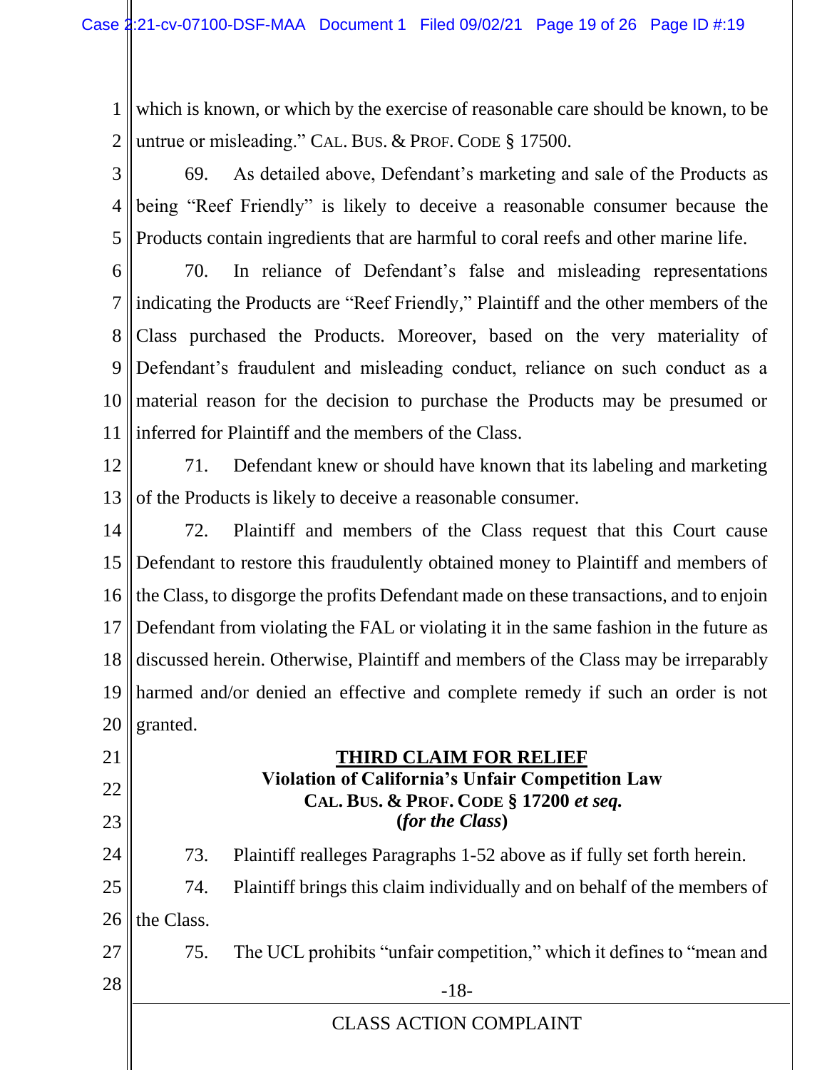which is known, or which by the exercise of reasonable care should be known, to be untrue or misleading." CAL. BUS. & PROF. CODE § 17500.

69. As detailed above, Defendant's marketing and sale of the Products as being "Reef Friendly" is likely to deceive a reasonable consumer because the Products contain ingredients that are harmful to coral reefs and other marine life.

70. In reliance of Defendant's false and misleading representations indicating the Products are "Reef Friendly," Plaintiff and the other members of the Class purchased the Products. Moreover, based on the very materiality of Defendant's fraudulent and misleading conduct, reliance on such conduct as a material reason for the decision to purchase the Products may be presumed or inferred for Plaintiff and the members of the Class.

71. Defendant knew or should have known that its labeling and marketing of the Products is likely to deceive a reasonable consumer.

72. Plaintiff and members of the Class request that this Court cause Defendant to restore this fraudulently obtained money to Plaintiff and members of the Class, to disgorge the profits Defendant made on these transactions, and to enjoin Defendant from violating the FAL or violating it in the same fashion in the future as discussed herein. Otherwise, Plaintiff and members of the Class may be irreparably harmed and/or denied an effective and complete remedy if such an order is not granted.

## THIRD CLAIM FOR RELIEF
**Violation of California's Unfair Competition Law**
**CAL. BUS. & PROF. CODE § 17200 *et seq.***
**(*for the Class*)**

73. Plaintiff realleges Paragraphs 1-52 above as if fully set forth herein.

74. Plaintiff brings this claim individually and on behalf of the members of the Class.

75. The UCL prohibits "unfair competition," which it defines to "mean and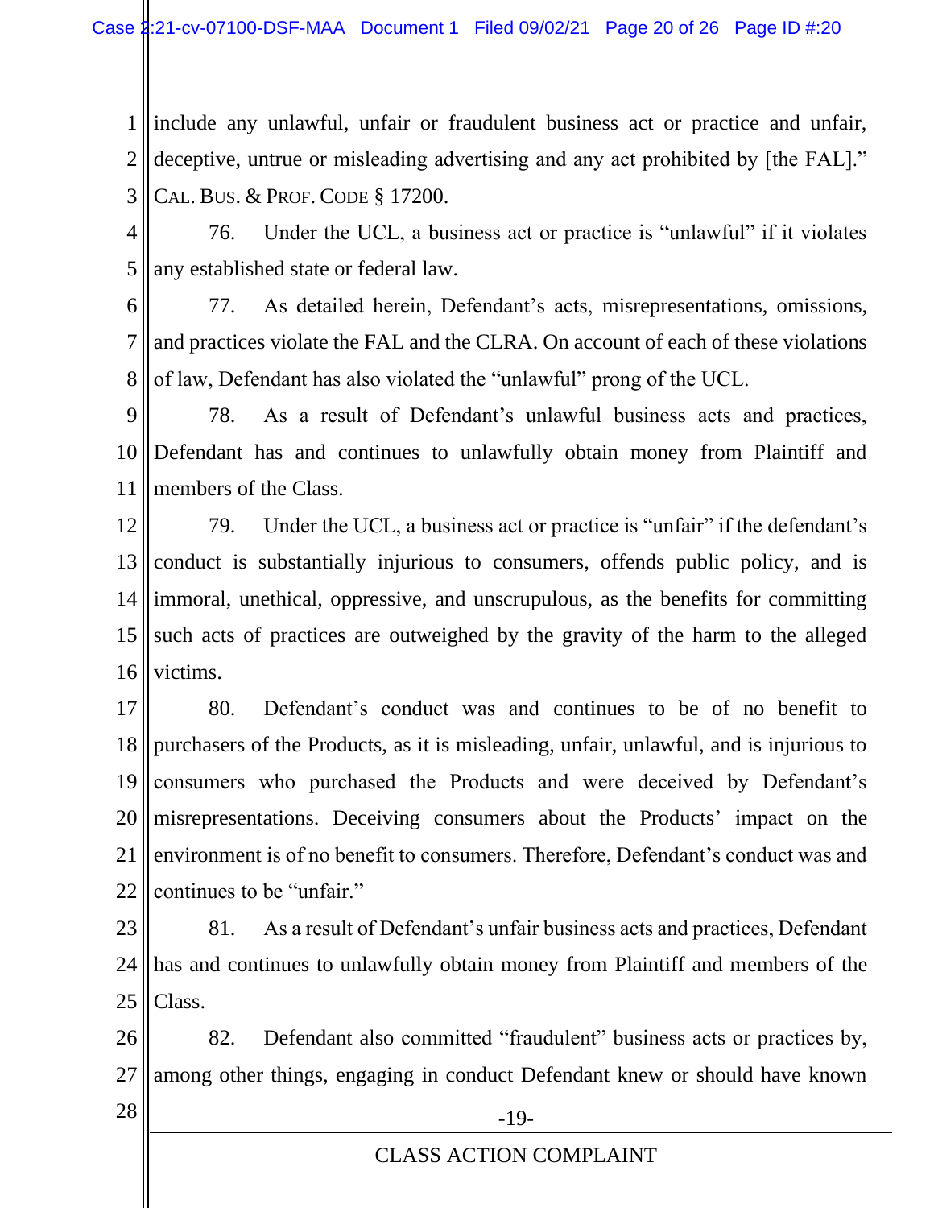include any unlawful, unfair or fraudulent business act or practice and unfair, deceptive, untrue or misleading advertising and any act prohibited by [the FAL]." CAL. BUS. & PROF. CODE § 17200.

76. Under the UCL, a business act or practice is "unlawful" if it violates any established state or federal law.

77. As detailed herein, Defendant's acts, misrepresentations, omissions, and practices violate the FAL and the CLRA. On account of each of these violations of law, Defendant has also violated the "unlawful" prong of the UCL.

78. As a result of Defendant's unlawful business acts and practices, Defendant has and continues to unlawfully obtain money from Plaintiff and members of the Class.

79. Under the UCL, a business act or practice is "unfair" if the defendant's conduct is substantially injurious to consumers, offends public policy, and is immoral, unethical, oppressive, and unscrupulous, as the benefits for committing such acts of practices are outweighed by the gravity of the harm to the alleged victims.

80. Defendant's conduct was and continues to be of no benefit to purchasers of the Products, as it is misleading, unfair, unlawful, and is injurious to consumers who purchased the Products and were deceived by Defendant's misrepresentations. Deceiving consumers about the Products' impact on the environment is of no benefit to consumers. Therefore, Defendant's conduct was and continues to be "unfair."

81. As a result of Defendant's unfair business acts and practices, Defendant has and continues to unlawfully obtain money from Plaintiff and members of the Class.

82. Defendant also committed "fraudulent" business acts or practices by, among other things, engaging in conduct Defendant knew or should have known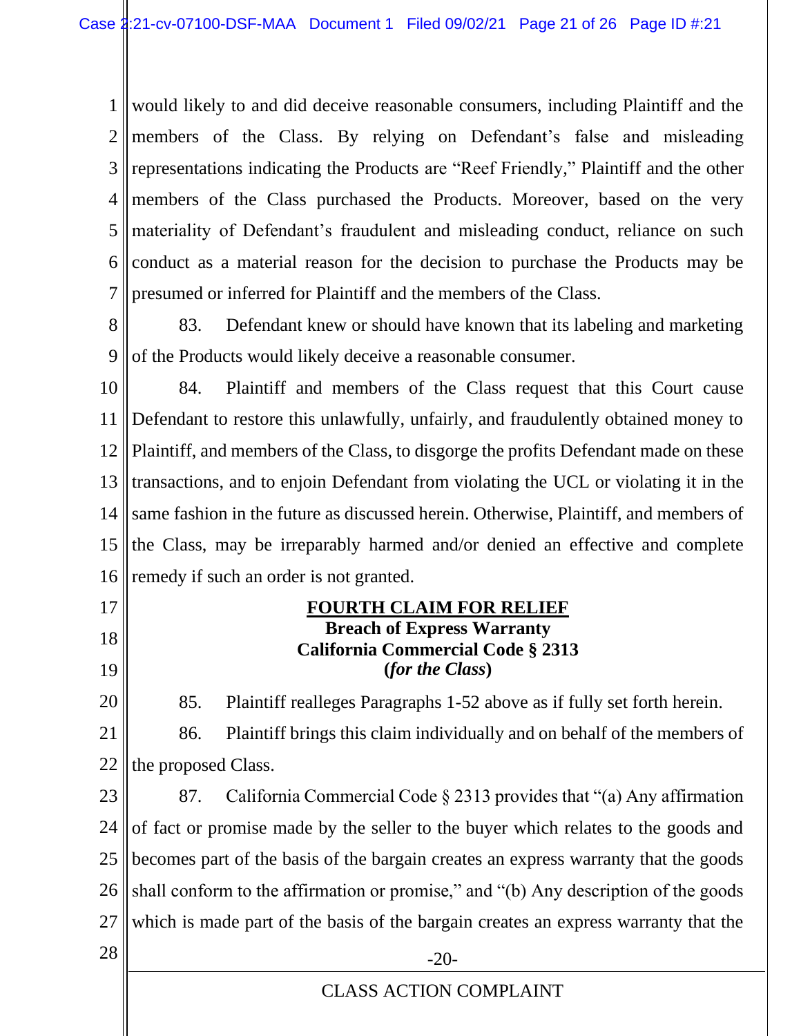would likely to and did deceive reasonable consumers, including Plaintiff and the members of the Class. By relying on Defendant's false and misleading representations indicating the Products are "Reef Friendly," Plaintiff and the other members of the Class purchased the Products. Moreover, based on the very materiality of Defendant's fraudulent and misleading conduct, reliance on such conduct as a material reason for the decision to purchase the Products may be presumed or inferred for Plaintiff and the members of the Class.

83. Defendant knew or should have known that its labeling and marketing of the Products would likely deceive a reasonable consumer.

84. Plaintiff and members of the Class request that this Court cause Defendant to restore this unlawfully, unfairly, and fraudulently obtained money to Plaintiff, and members of the Class, to disgorge the profits Defendant made on these transactions, and to enjoin Defendant from violating the UCL or violating it in the same fashion in the future as discussed herein. Otherwise, Plaintiff, and members of the Class, may be irreparably harmed and/or denied an effective and complete remedy if such an order is not granted.

## FOURTH CLAIM FOR RELIEF
**Breach of Express Warranty**
**California Commercial Code § 2313**
**(*for the Class*)**

85. Plaintiff realleges Paragraphs 1-52 above as if fully set forth herein.

86. Plaintiff brings this claim individually and on behalf of the members of the proposed Class.

87. California Commercial Code § 2313 provides that "(a) Any affirmation of fact or promise made by the seller to the buyer which relates to the goods and becomes part of the basis of the bargain creates an express warranty that the goods shall conform to the affirmation or promise," and "(b) Any description of the goods which is made part of the basis of the bargain creates an express warranty that the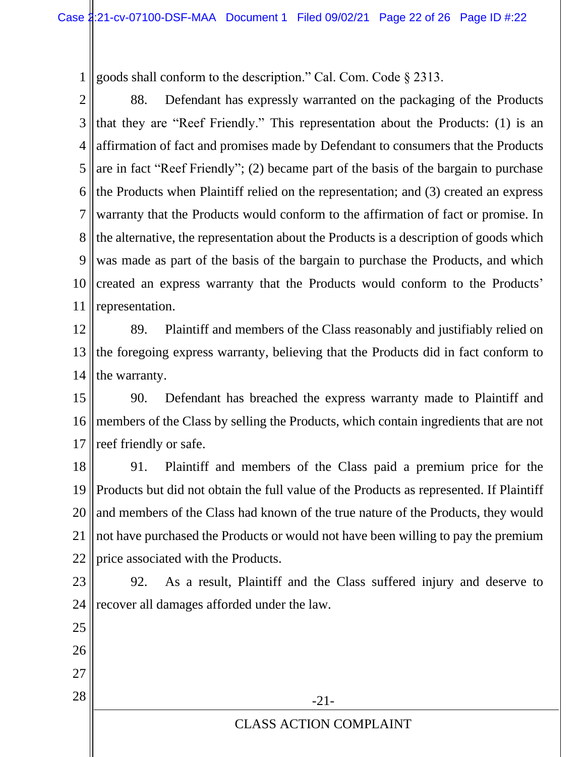goods shall conform to the description." Cal. Com. Code § 2313.

88. Defendant has expressly warranted on the packaging of the Products that they are "Reef Friendly." This representation about the Products: (1) is an affirmation of fact and promises made by Defendant to consumers that the Products are in fact "Reef Friendly"; (2) became part of the basis of the bargain to purchase the Products when Plaintiff relied on the representation; and (3) created an express warranty that the Products would conform to the affirmation of fact or promise. In the alternative, the representation about the Products is a description of goods which was made as part of the basis of the bargain to purchase the Products, and which created an express warranty that the Products would conform to the Products' representation.

89. Plaintiff and members of the Class reasonably and justifiably relied on the foregoing express warranty, believing that the Products did in fact conform to the warranty.

90. Defendant has breached the express warranty made to Plaintiff and members of the Class by selling the Products, which contain ingredients that are not reef friendly or safe.

91. Plaintiff and members of the Class paid a premium price for the Products but did not obtain the full value of the Products as represented. If Plaintiff and members of the Class had known of the true nature of the Products, they would not have purchased the Products or would not have been willing to pay the premium price associated with the Products.

92. As a result, Plaintiff and the Class suffered injury and deserve to recover all damages afforded under the law.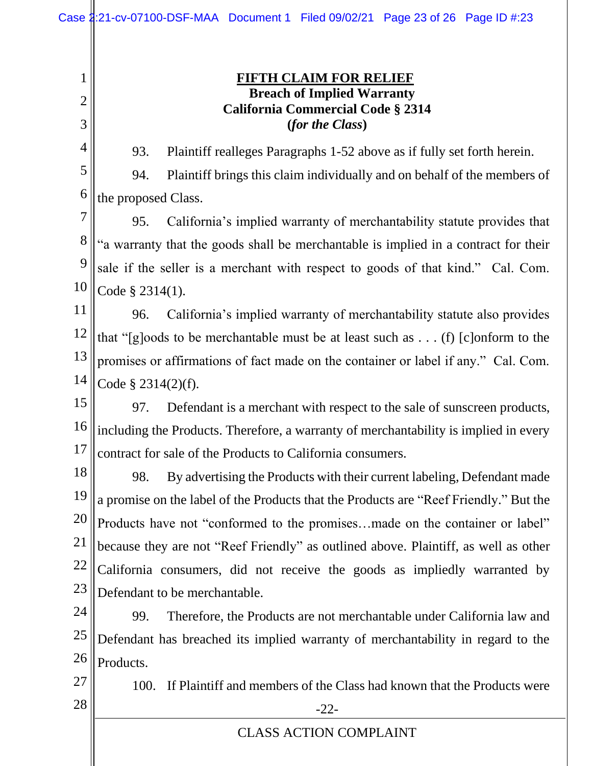## FIFTH CLAIM FOR RELIEF

**Breach of Implied Warranty**
**California Commercial Code § 2314**
**(*for the Class*)**

93. Plaintiff realleges Paragraphs 1-52 above as if fully set forth herein.

94. Plaintiff brings this claim individually and on behalf of the members of the proposed Class.

95. California's implied warranty of merchantability statute provides that "a warranty that the goods shall be merchantable is implied in a contract for their sale if the seller is a merchant with respect to goods of that kind." Cal. Com. Code § 2314(1).

96. California's implied warranty of merchantability statute also provides that "[g]oods to be merchantable must be at least such as . . . (f) [c]onform to the promises or affirmations of fact made on the container or label if any." Cal. Com. Code § 2314(2)(f).

97. Defendant is a merchant with respect to the sale of sunscreen products, including the Products. Therefore, a warranty of merchantability is implied in every contract for sale of the Products to California consumers.

98. By advertising the Products with their current labeling, Defendant made a promise on the label of the Products that the Products are "Reef Friendly." But the Products have not "conformed to the promises…made on the container or label" because they are not "Reef Friendly" as outlined above. Plaintiff, as well as other California consumers, did not receive the goods as impliedly warranted by Defendant to be merchantable.

99. Therefore, the Products are not merchantable under California law and Defendant has breached its implied warranty of merchantability in regard to the Products.

100. If Plaintiff and members of the Class had known that the Products were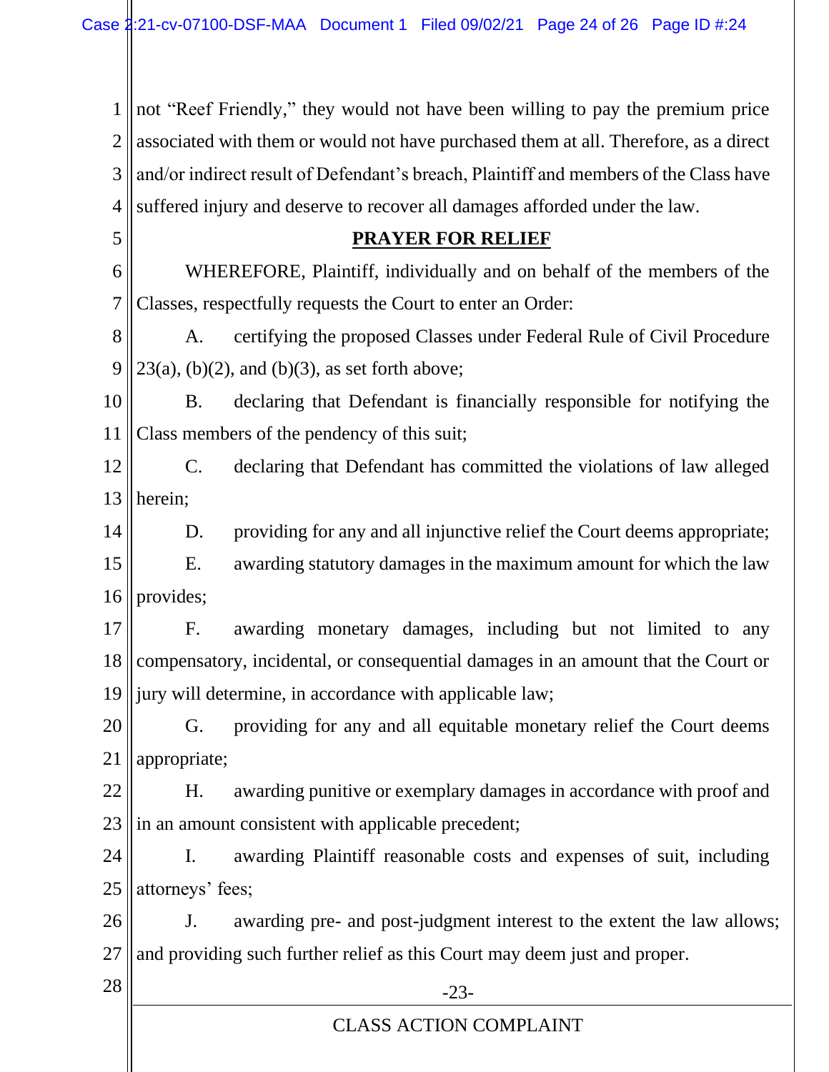not "Reef Friendly," they would not have been willing to pay the premium price associated with them or would not have purchased them at all. Therefore, as a direct and/or indirect result of Defendant's breach, Plaintiff and members of the Class have suffered injury and deserve to recover all damages afforded under the law.

## **PRAYER FOR RELIEF**

WHEREFORE, Plaintiff, individually and on behalf of the members of the Classes, respectfully requests the Court to enter an Order:

A. certifying the proposed Classes under Federal Rule of Civil Procedure 23(a), (b)(2), and (b)(3), as set forth above;

B. declaring that Defendant is financially responsible for notifying the Class members of the pendency of this suit;

C. declaring that Defendant has committed the violations of law alleged herein;

D. providing for any and all injunctive relief the Court deems appropriate;

E. awarding statutory damages in the maximum amount for which the law provides;

F. awarding monetary damages, including but not limited to any compensatory, incidental, or consequential damages in an amount that the Court or jury will determine, in accordance with applicable law;

G. providing for any and all equitable monetary relief the Court deems appropriate;

H. awarding punitive or exemplary damages in accordance with proof and in an amount consistent with applicable precedent;

I. awarding Plaintiff reasonable costs and expenses of suit, including attorneys' fees;

J. awarding pre- and post-judgment interest to the extent the law allows; and providing such further relief as this Court may deem just and proper.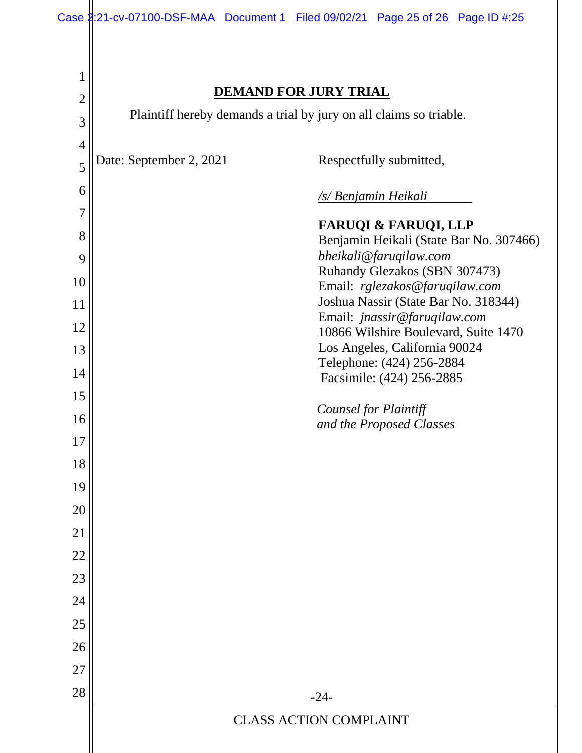**DEMAND FOR JURY TRIAL**

Plaintiff hereby demands a trial by jury on all claims so triable.

Date: September 2, 2021

Respectfully submitted,

*/s/ Benjamin Heikali*

**FARUQI & FARUQI, LLP**
Benjamin Heikali (State Bar No. 307466)
*bheikali@faruqilaw.com*
Ruhandy Glezakos (SBN 307473)
Email: *rglezakos@faruqilaw.com*
Joshua Nassir (State Bar No. 318344)
Email: *jnassir@faruqilaw.com*
10866 Wilshire Boulevard, Suite 1470
Los Angeles, California 90024
Telephone: (424) 256-2884
Facsimile: (424) 256-2885

*Counsel for Plaintiff and the Proposed Classes*

CLASS ACTION COMPLAINT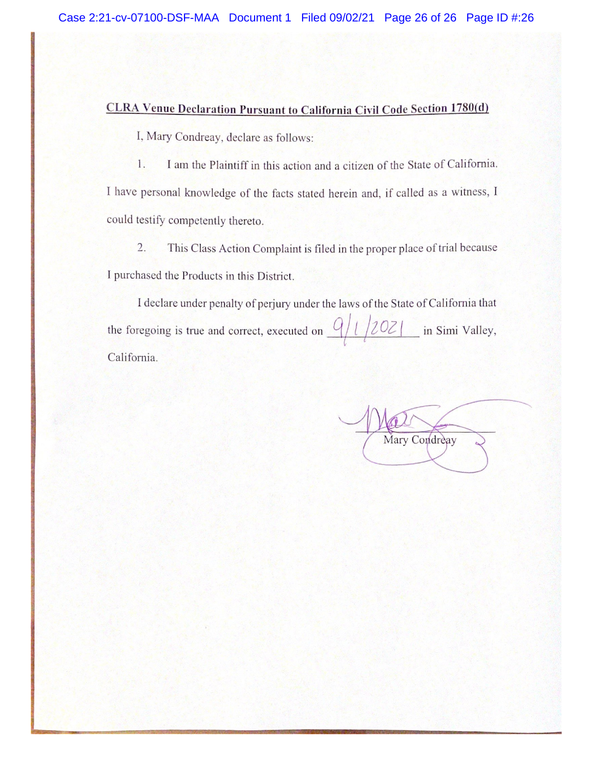**CLRA Venue Declaration Pursuant to California Civil Code Section 1780(d)**

I, Mary Condreay, declare as follows:

1. I am the Plaintiff in this action and a citizen of the State of California. I have personal knowledge of the facts stated herein and, if called as a witness, I could testify competently thereto.

2. This Class Action Complaint is filed in the proper place of trial because I purchased the Products in this District.

I declare under penalty of perjury under the laws of the State of California that the foregoing is true and correct, executed on 9/1/2021 in Simi Valley, California.

Mary Condreay